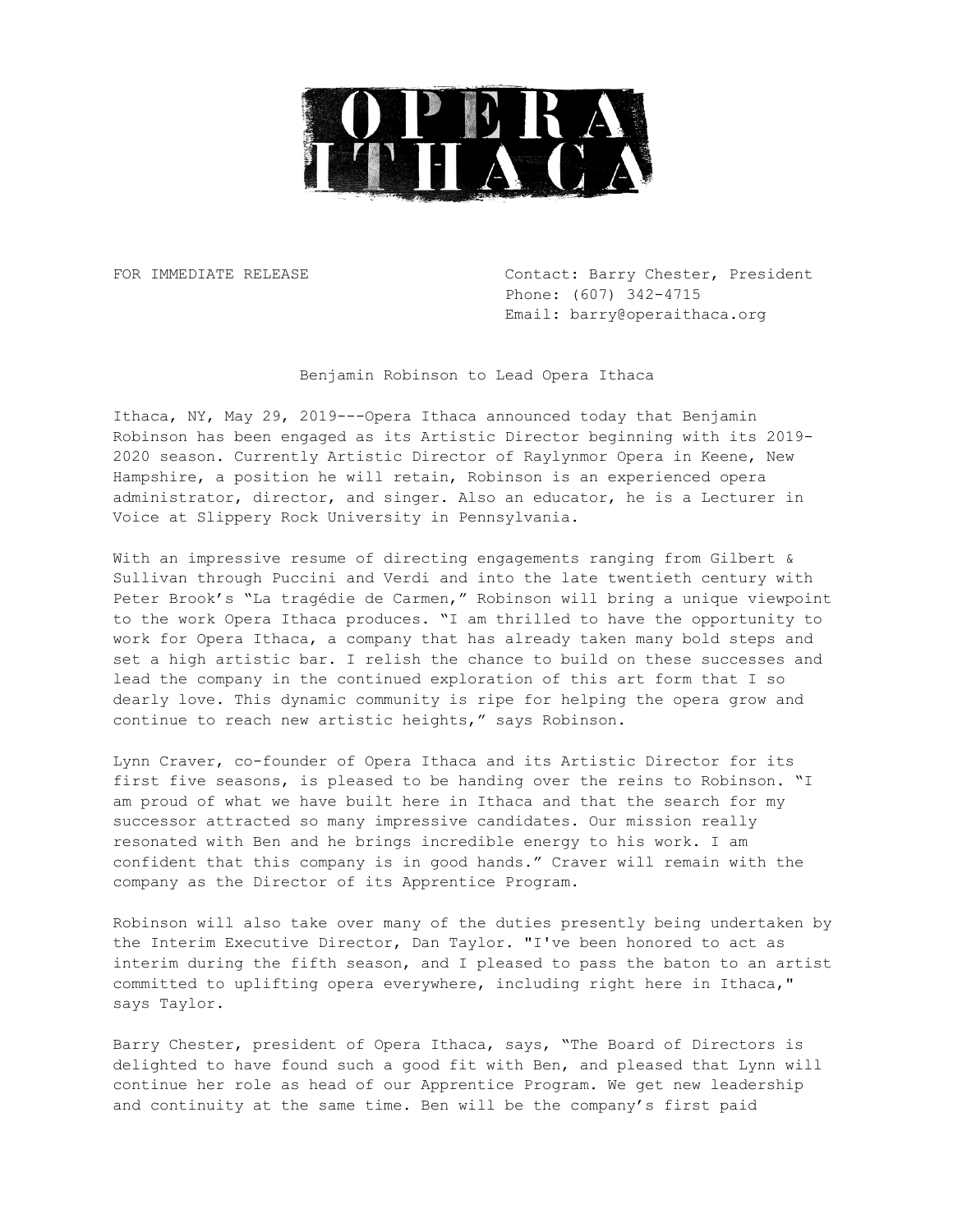# OPERA ITHACA

FOR IMMEDIATE RELEASE

Contact: Barry Chester, President
Phone: (607) 342-4715
Email: barry@operaithaca.org

## Benjamin Robinson to Lead Opera Ithaca

Ithaca, NY, May 29, 2019---Opera Ithaca announced today that Benjamin Robinson has been engaged as its Artistic Director beginning with its 2019-2020 season. Currently Artistic Director of Raylynmor Opera in Keene, New Hampshire, a position he will retain, Robinson is an experienced opera administrator, director, and singer. Also an educator, he is a Lecturer in Voice at Slippery Rock University in Pennsylvania.

With an impressive resume of directing engagements ranging from Gilbert & Sullivan through Puccini and Verdi and into the late twentieth century with Peter Brook's "La tragédie de Carmen," Robinson will bring a unique viewpoint to the work Opera Ithaca produces. "I am thrilled to have the opportunity to work for Opera Ithaca, a company that has already taken many bold steps and set a high artistic bar. I relish the chance to build on these successes and lead the company in the continued exploration of this art form that I so dearly love. This dynamic community is ripe for helping the opera grow and continue to reach new artistic heights," says Robinson.

Lynn Craver, co-founder of Opera Ithaca and its Artistic Director for its first five seasons, is pleased to be handing over the reins to Robinson. "I am proud of what we have built here in Ithaca and that the search for my successor attracted so many impressive candidates. Our mission really resonated with Ben and he brings incredible energy to his work. I am confident that this company is in good hands." Craver will remain with the company as the Director of its Apprentice Program.

Robinson will also take over many of the duties presently being undertaken by the Interim Executive Director, Dan Taylor. "I've been honored to act as interim during the fifth season, and I pleased to pass the baton to an artist committed to uplifting opera everywhere, including right here in Ithaca," says Taylor.

Barry Chester, president of Opera Ithaca, says, "The Board of Directors is delighted to have found such a good fit with Ben, and pleased that Lynn will continue her role as head of our Apprentice Program. We get new leadership and continuity at the same time. Ben will be the company's first paid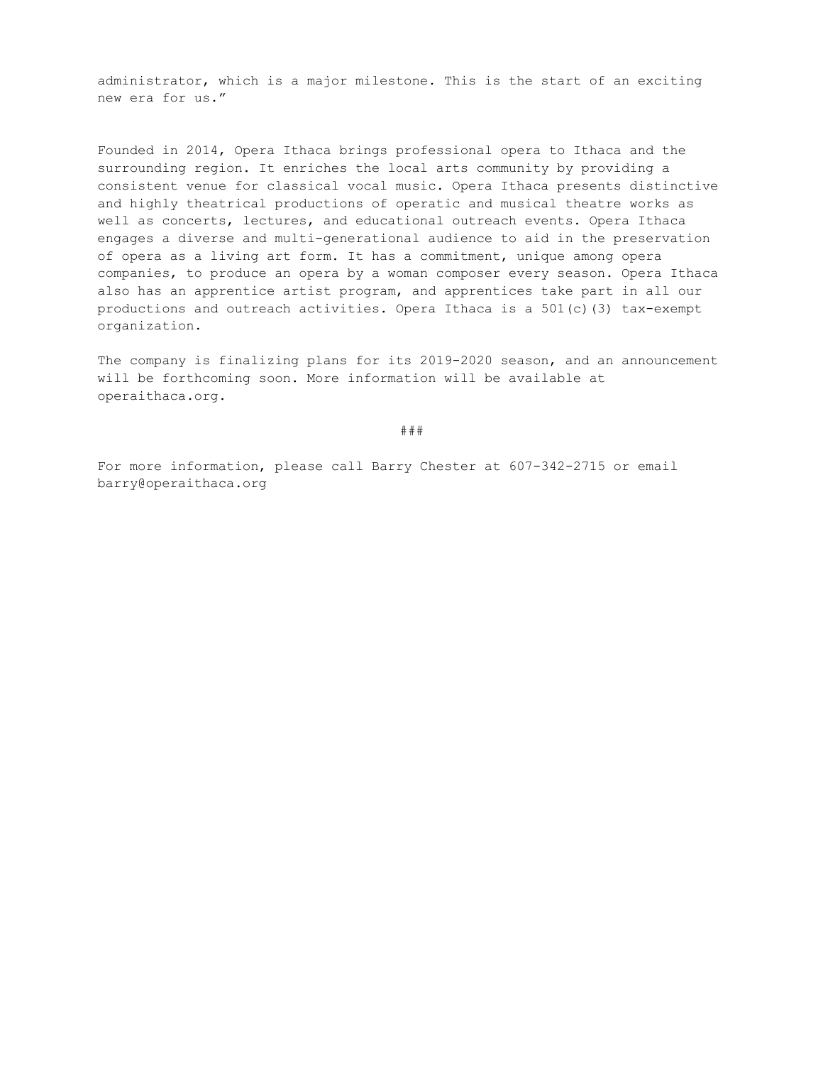administrator, which is a major milestone. This is the start of an exciting new era for us."

Founded in 2014, Opera Ithaca brings professional opera to Ithaca and the surrounding region. It enriches the local arts community by providing a consistent venue for classical vocal music. Opera Ithaca presents distinctive and highly theatrical productions of operatic and musical theatre works as well as concerts, lectures, and educational outreach events. Opera Ithaca engages a diverse and multi-generational audience to aid in the preservation of opera as a living art form. It has a commitment, unique among opera companies, to produce an opera by a woman composer every season. Opera Ithaca also has an apprentice artist program, and apprentices take part in all our productions and outreach activities. Opera Ithaca is a 501(c)(3) tax-exempt organization.

The company is finalizing plans for its 2019-2020 season, and an announcement will be forthcoming soon. More information will be available at operaithaca.org.

###

For more information, please call Barry Chester at 607-342-2715 or email barry@operaithaca.org